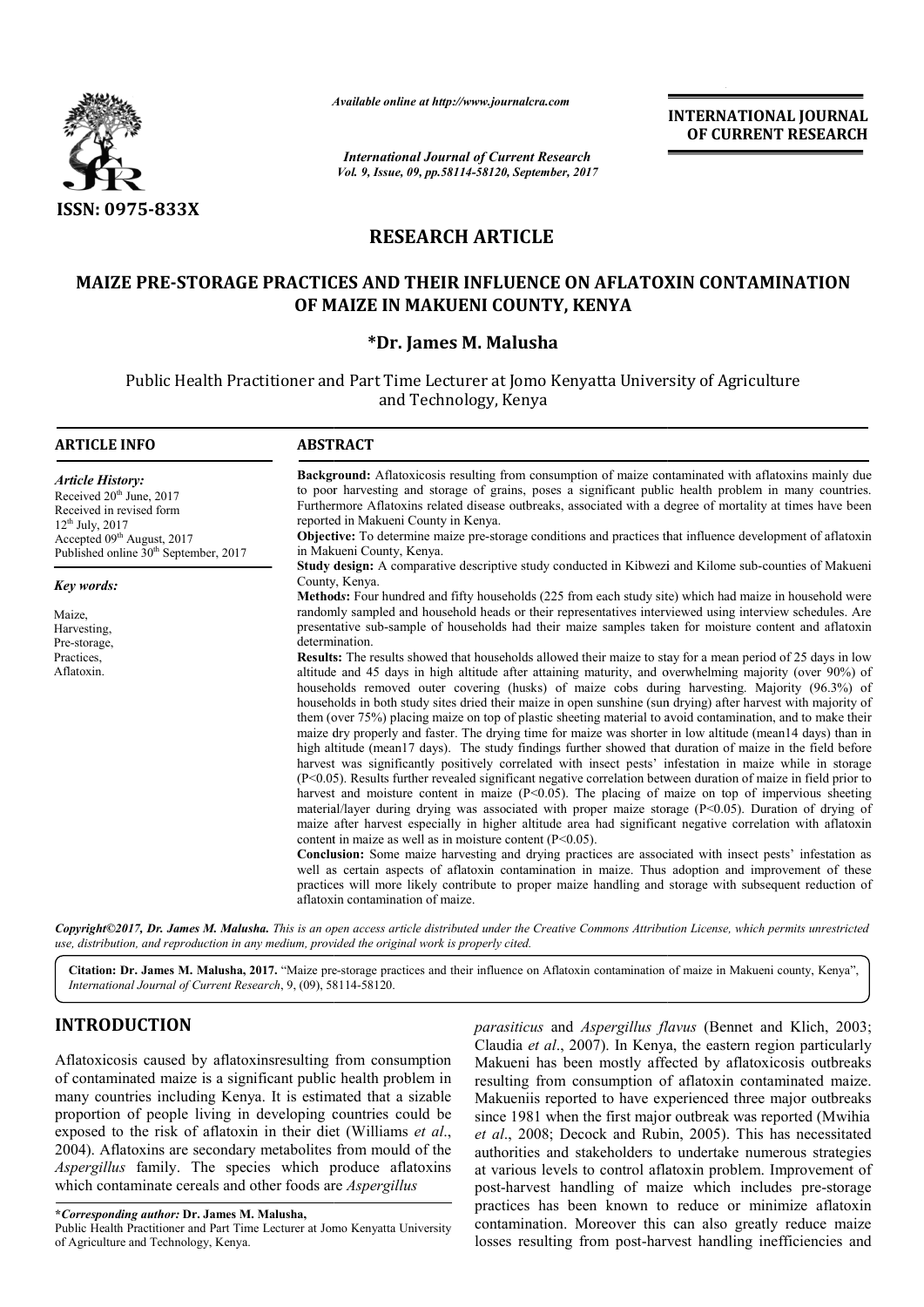**ISSN: 0975-833X**

*Available online at http://www.journalcra.com*

*International Journal of Current Research*
*Vol. 9, Issue, 09, pp.58114-58120, September, 2017*

**INTERNATIONAL JOURNAL OF CURRENT RESEARCH**

# RESEARCH ARTICLE

## MAIZE PRE-STORAGE PRACTICES AND THEIR INFLUENCE ON AFLATOXIN CONTAMINATION OF MAIZE IN MAKUENI COUNTY, KENYA

**\*Dr. James M. Malusha**

Public Health Practitioner and Part Time Lecturer at Jomo Kenyatta University of Agriculture and Technology, Kenya

### ARTICLE INFO

*Article History:*
Received 20th June, 2017
Received in revised form
12th July, 2017
Accepted 09th August, 2017
Published online 30th September, 2017

*Key words:*
Maize,
Harvesting,
Pre-storage,
Practices,
Aflatoxin.

### ABSTRACT

**Background:** Aflatoxicosis resulting from consumption of maize contaminated with aflatoxins mainly due to poor harvesting and storage of grains, poses a significant public health problem in many countries. Furthermore Aflatoxins related disease outbreaks, associated with a degree of mortality at times have been reported in Makueni County in Kenya.

**Objective:** To determine maize pre-storage conditions and practices that influence development of aflatoxin in Makueni County, Kenya.

**Study design:** A comparative descriptive study conducted in Kibwezi and Kilome sub-counties of Makueni County, Kenya.

**Methods:** Four hundred and fifty households (225 from each study site) which had maize in household were randomly sampled and household heads or their representatives interviewed using interview schedules. Are presentative sub-sample of households had their maize samples taken for moisture content and aflatoxin determination.

**Results:** The results showed that households allowed their maize to stay for a mean period of 25 days in low altitude and 45 days in high altitude after attaining maturity, and overwhelming majority (over 90%) of households removed outer covering (husks) of maize cobs during harvesting. Majority (96.3%) of households in both study sites dried their maize in open sunshine (sun drying) after harvest with majority of them (over 75%) placing maize on top of plastic sheeting material to avoid contamination, and to make their maize dry properly and faster. The drying time for maize was shorter in low altitude (mean14 days) than in high altitude (mean17 days). The study findings further showed that duration of maize in the field before harvest was significantly positively correlated with insect pests' infestation in maize while in storage ($P<0.05$). Results further revealed significant negative correlation between duration of maize in field prior to harvest and moisture content in maize ($P<0.05$). The placing of maize on top of impervious sheeting material/layer during drying was associated with proper maize storage ($P<0.05$). Duration of drying of maize after harvest especially in higher altitude area had significant negative correlation with aflatoxin content in maize as well as in moisture content ($P<0.05$).

**Conclusion:** Some maize harvesting and drying practices are associated with insect pests' infestation as well as certain aspects of aflatoxin contamination in maize. Thus adoption and improvement of these practices will more likely contribute to proper maize handling and storage with subsequent reduction of aflatoxin contamination of maize.

*Copyright©2017, Dr. James M. Malusha. This is an open access article distributed under the Creative Commons Attribution License, which permits unrestricted use, distribution, and reproduction in any medium, provided the original work is properly cited.*

**Citation: Dr. James M. Malusha, 2017.** "Maize pre-storage practices and their influence on Aflatoxin contamination of maize in Makueni county, Kenya", *International Journal of Current Research*, 9, (09), 58114-58120.

## INTRODUCTION

Aflatoxicosis caused by aflatoxinsresulting from consumption of contaminated maize is a significant public health problem in many countries including Kenya. It is estimated that a sizable proportion of people living in developing countries could be exposed to the risk of aflatoxin in their diet (Williams *et al*., 2004). Aflatoxins are secondary metabolites from mould of the *Aspergillus* family. The species which produce aflatoxins which contaminate cereals and other foods are *Aspergillus parasiticus* and *Aspergillus flavus* (Bennet and Klich, 2003; Claudia *et al*., 2007). In Kenya, the eastern region particularly Makueni has been mostly affected by aflatoxicosis outbreaks resulting from consumption of aflatoxin contaminated maize. Makueniis reported to have experienced three major outbreaks since 1981 when the first major outbreak was reported (Mwihia *et al*., 2008; Decock and Rubin, 2005). This has necessitated authorities and stakeholders to undertake numerous strategies at various levels to control aflatoxin problem. Improvement of post-harvest handling of maize which includes pre-storage practices has been known to reduce or minimize aflatoxin contamination. Moreover this can also greatly reduce maize losses resulting from post-harvest handling inefficiencies and

**\*Corresponding author: Dr. James M. Malusha,**
Public Health Practitioner and Part Time Lecturer at Jomo Kenyatta University of Agriculture and Technology, Kenya.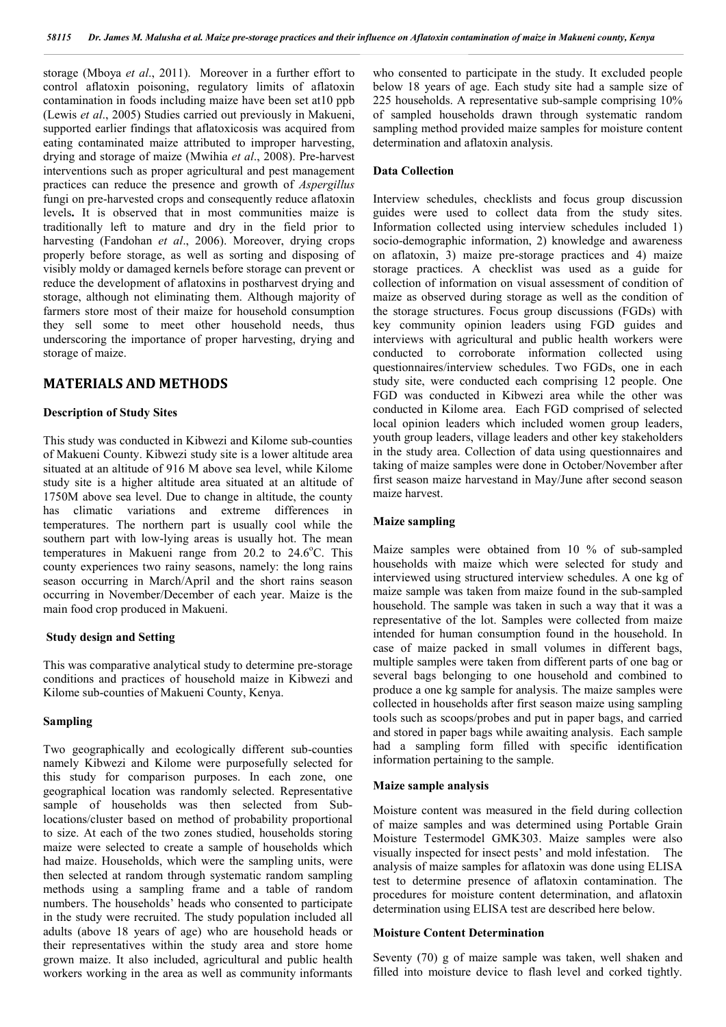storage (Mboya *et al*., 2011). Moreover in a further effort to control aflatoxin poisoning, regulatory limits of aflatoxin contamination in foods including maize have been set at10 ppb (Lewis *et al*., 2005) Studies carried out previously in Makueni, supported earlier findings that aflatoxicosis was acquired from eating contaminated maize attributed to improper harvesting, drying and storage of maize (Mwihia *et al*., 2008). Pre-harvest interventions such as proper agricultural and pest management practices can reduce the presence and growth of *Aspergillus* fungi on pre-harvested crops and consequently reduce aflatoxin levels**.** It is observed that in most communities maize is traditionally left to mature and dry in the field prior to harvesting (Fandohan *et al*., 2006). Moreover, drying crops properly before storage, as well as sorting and disposing of visibly moldy or damaged kernels before storage can prevent or reduce the development of aflatoxins in postharvest drying and storage, although not eliminating them. Although majority of farmers store most of their maize for household consumption they sell some to meet other household needs, thus underscoring the importance of proper harvesting, drying and storage of maize.

## MATERIALS AND METHODS

### Description of Study Sites

This study was conducted in Kibwezi and Kilome sub-counties of Makueni County. Kibwezi study site is a lower altitude area situated at an altitude of 916 M above sea level, while Kilome study site is a higher altitude area situated at an altitude of 1750M above sea level. Due to change in altitude, the county has climatic variations and extreme differences in temperatures. The northern part is usually cool while the southern part with low-lying areas is usually hot. The mean temperatures in Makueni range from 20.2 to 24.6°C. This county experiences two rainy seasons, namely: the long rains season occurring in March/April and the short rains season occurring in November/December of each year. Maize is the main food crop produced in Makueni.

### Study design and Setting

This was comparative analytical study to determine pre-storage conditions and practices of household maize in Kibwezi and Kilome sub-counties of Makueni County, Kenya.

### Sampling

Two geographically and ecologically different sub-counties namely Kibwezi and Kilome were purposefully selected for this study for comparison purposes. In each zone, one geographical location was randomly selected. Representative sample of households was then selected from Sub-locations/cluster based on method of probability proportional to size. At each of the two zones studied, households storing maize were selected to create a sample of households which had maize. Households, which were the sampling units, were then selected at random through systematic random sampling methods using a sampling frame and a table of random numbers. The households' heads who consented to participate in the study were recruited. The study population included all adults (above 18 years of age) who are household heads or their representatives within the study area and store home grown maize. It also included, agricultural and public health workers working in the area as well as community informants who consented to participate in the study. It excluded people below 18 years of age. Each study site had a sample size of 225 households. A representative sub-sample comprising 10% of sampled households drawn through systematic random sampling method provided maize samples for moisture content determination and aflatoxin analysis.

### Data Collection

Interview schedules, checklists and focus group discussion guides were used to collect data from the study sites. Information collected using interview schedules included 1) socio-demographic information, 2) knowledge and awareness on aflatoxin, 3) maize pre-storage practices and 4) maize storage practices. A checklist was used as a guide for collection of information on visual assessment of condition of maize as observed during storage as well as the condition of the storage structures. Focus group discussions (FGDs) with key community opinion leaders using FGD guides and interviews with agricultural and public health workers were conducted to corroborate information collected using questionnaires/interview schedules. Two FGDs, one in each study site, were conducted each comprising 12 people. One FGD was conducted in Kibwezi area while the other was conducted in Kilome area. Each FGD comprised of selected local opinion leaders which included women group leaders, youth group leaders, village leaders and other key stakeholders in the study area. Collection of data using questionnaires and taking of maize samples were done in October/November after first season maize harvestand in May/June after second season maize harvest.

### Maize sampling

Maize samples were obtained from 10 % of sub-sampled households with maize which were selected for study and interviewed using structured interview schedules. A one kg of maize sample was taken from maize found in the sub-sampled household. The sample was taken in such a way that it was a representative of the lot. Samples were collected from maize intended for human consumption found in the household. In case of maize packed in small volumes in different bags, multiple samples were taken from different parts of one bag or several bags belonging to one household and combined to produce a one kg sample for analysis. The maize samples were collected in households after first season maize using sampling tools such as scoops/probes and put in paper bags, and carried and stored in paper bags while awaiting analysis. Each sample had a sampling form filled with specific identification information pertaining to the sample.

### Maize sample analysis

Moisture content was measured in the field during collection of maize samples and was determined using Portable Grain Moisture Testermodel GMK303. Maize samples were also visually inspected for insect pests' and mold infestation. The analysis of maize samples for aflatoxin was done using ELISA test to determine presence of aflatoxin contamination. The procedures for moisture content determination, and aflatoxin determination using ELISA test are described here below.

### Moisture Content Determination

Seventy (70) g of maize sample was taken, well shaken and filled into moisture device to flash level and corked tightly.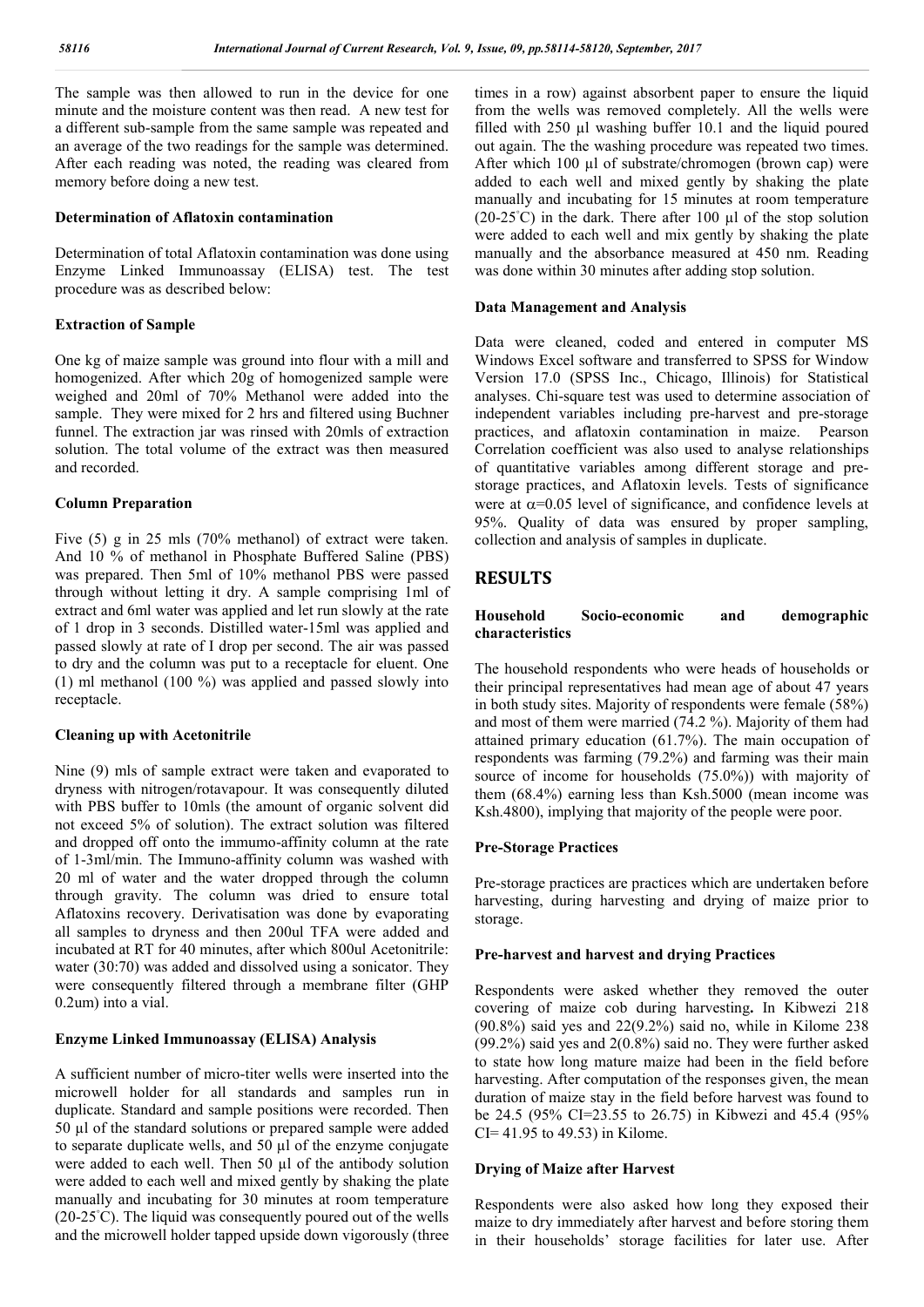The sample was then allowed to run in the device for one minute and the moisture content was then read. A new test for a different sub-sample from the same sample was repeated and an average of the two readings for the sample was determined. After each reading was noted, the reading was cleared from memory before doing a new test.

### Determination of Aflatoxin contamination

Determination of total Aflatoxin contamination was done using Enzyme Linked Immunoassay (ELISA) test. The test procedure was as described below:

### Extraction of Sample

One kg of maize sample was ground into flour with a mill and homogenized. After which 20g of homogenized sample were weighed and 20ml of 70% Methanol were added into the sample. They were mixed for 2 hrs and filtered using Buchner funnel. The extraction jar was rinsed with 20mls of extraction solution. The total volume of the extract was then measured and recorded.

### Column Preparation

Five (5) g in 25 mls (70% methanol) of extract were taken. And 10 % of methanol in Phosphate Buffered Saline (PBS) was prepared. Then 5ml of 10% methanol PBS were passed through without letting it dry. A sample comprising 1ml of extract and 6ml water was applied and let run slowly at the rate of 1 drop in 3 seconds. Distilled water-15ml was applied and passed slowly at rate of I drop per second. The air was passed to dry and the column was put to a receptacle for eluent. One (1) ml methanol (100 %) was applied and passed slowly into receptacle.

### Cleaning up with Acetonitrile

Nine (9) mls of sample extract were taken and evaporated to dryness with nitrogen/rotavapour. It was consequently diluted with PBS buffer to 10mls (the amount of organic solvent did not exceed 5% of solution). The extract solution was filtered and dropped off onto the immumo-affinity column at the rate of 1-3ml/min. The Immuno-affinity column was washed with 20 ml of water and the water dropped through the column through gravity. The column was dried to ensure total Aflatoxins recovery. Derivatisation was done by evaporating all samples to dryness and then 200ul TFA were added and incubated at RT for 40 minutes, after which 800ul Acetonitrile: water (30:70) was added and dissolved using a sonicator. They were consequently filtered through a membrane filter (GHP 0.2um) into a vial.

### Enzyme Linked Immunoassay (ELISA) Analysis

A sufficient number of micro-titer wells were inserted into the microwell holder for all standards and samples run in duplicate. Standard and sample positions were recorded. Then 50 µl of the standard solutions or prepared sample were added to separate duplicate wells, and 50 µl of the enzyme conjugate were added to each well. Then 50 µl of the antibody solution were added to each well and mixed gently by shaking the plate manually and incubating for 30 minutes at room temperature (20-25°C). The liquid was consequently poured out of the wells and the microwell holder tapped upside down vigorously (three times in a row) against absorbent paper to ensure the liquid from the wells was removed completely. All the wells were filled with 250 µl washing buffer 10.1 and the liquid poured out again. The washing procedure was repeated two times. After which 100 µl of substrate/chromogen (brown cap) were added to each well and mixed gently by shaking the plate manually and incubating for 15 minutes at room temperature (20-25°C) in the dark. There after 100 µl of the stop solution were added to each well and mix gently by shaking the plate manually and the absorbance measured at 450 nm. Reading was done within 30 minutes after adding stop solution.

### Data Management and Analysis

Data were cleaned, coded and entered in computer MS Windows Excel software and transferred to SPSS for Window Version 17.0 (SPSS Inc., Chicago, Illinois) for Statistical analyses. Chi-square test was used to determine association of independent variables including pre-harvest and pre-storage practices, and aflatoxin contamination in maize. Pearson Correlation coefficient was also used to analyse relationships of quantitative variables among different storage and pre-storage practices, and Aflatoxin levels. Tests of significance were at $\alpha=0.05$ level of significance, and confidence levels at 95%. Quality of data was ensured by proper sampling, collection and analysis of samples in duplicate.

## RESULTS

### Household Socio-economic and demographic characteristics

The household respondents who were heads of households or their principal representatives had mean age of about 47 years in both study sites. Majority of respondents were female (58%) and most of them were married (74.2 %). Majority of them had attained primary education (61.7%). The main occupation of respondents was farming (79.2%) and farming was their main source of income for households (75.0%)) with majority of them (68.4%) earning less than Ksh.5000 (mean income was Ksh.4800), implying that majority of the people were poor.

### Pre-Storage Practices

Pre-storage practices are practices which are undertaken before harvesting, during harvesting and drying of maize prior to storage.

### Pre-harvest and harvest and drying Practices

Respondents were asked whether they removed the outer covering of maize cob during harvesting**.** In Kibwezi 218 (90.8%) said yes and 22(9.2%) said no, while in Kilome 238 (99.2%) said yes and 2(0.8%) said no. They were further asked to state how long mature maize had been in the field before harvesting. After computation of the responses given, the mean duration of maize stay in the field before harvest was found to be 24.5 (95% CI=23.55 to 26.75) in Kibwezi and 45.4 (95% CI= 41.95 to 49.53) in Kilome.

### Drying of Maize after Harvest

Respondents were also asked how long they exposed their maize to dry immediately after harvest and before storing them in their households' storage facilities for later use. After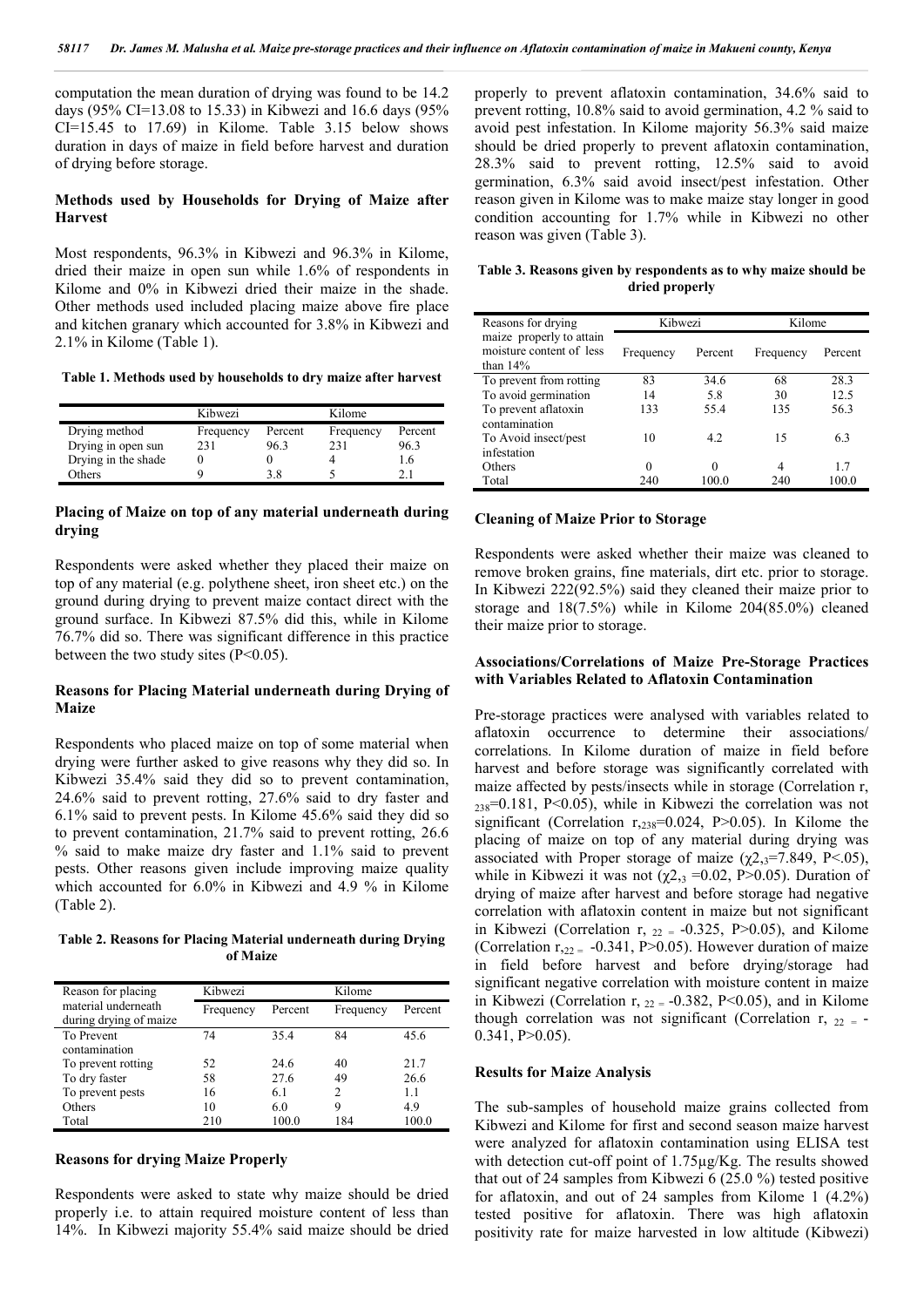computation the mean duration of drying was found to be 14.2 days (95% CI=13.08 to 15.33) in Kibwezi and 16.6 days (95% CI=15.45 to 17.69) in Kilome. Table 3.15 below shows duration in days of maize in field before harvest and duration of drying before storage.

### Methods used by Households for Drying of Maize after Harvest

Most respondents, 96.3% in Kibwezi and 96.3% in Kilome, dried their maize in open sun while 1.6% of respondents in Kilome and 0% in Kibwezi dried their maize in the shade. Other methods used included placing maize above fire place and kitchen granary which accounted for 3.8% in Kibwezi and 2.1% in Kilome (Table 1).

**Table 1. Methods used by households to dry maize after harvest**

| | Kibwezi | | Kilome | |
|---|---|---|---|---|
| Drying method | Frequency | Percent | Frequency | Percent |
| Drying in open sun | 231 | 96.3 | 231 | 96.3 |
| Drying in the shade | 0 | 0 | 4 | 1.6 |
| Others | 9 | 3.8 | 5 | 2.1 |

### Placing of Maize on top of any material underneath during drying

Respondents were asked whether they placed their maize on top of any material (e.g. polythene sheet, iron sheet etc.) on the ground during drying to prevent maize contact direct with the ground surface. In Kibwezi 87.5% did this, while in Kilome 76.7% did so. There was significant difference in this practice between the two study sites ($P<0.05$).

### Reasons for Placing Material underneath during Drying of Maize

Respondents who placed maize on top of some material when drying were further asked to give reasons why they did so. In Kibwezi 35.4% said they did so to prevent contamination, 24.6% said to prevent rotting, 27.6% said to dry faster and 6.1% said to prevent pests. In Kilome 45.6% said they did so to prevent contamination, 21.7% said to prevent rotting, 26.6 % said to make maize dry faster and 1.1% said to prevent pests. Other reasons given include improving maize quality which accounted for 6.0% in Kibwezi and 4.9 % in Kilome (Table 2).

**Table 2. Reasons for Placing Material underneath during Drying of Maize**

| Reason for placing material underneath during drying of maize | Kibwezi | | Kilome | |
|---|---|---|---|---|
| | Frequency | Percent | Frequency | Percent |
| To Prevent contamination | 74 | 35.4 | 84 | 45.6 |
| To prevent rotting | 52 | 24.6 | 40 | 21.7 |
| To dry faster | 58 | 27.6 | 49 | 26.6 |
| To prevent pests | 16 | 6.1 | 2 | 1.1 |
| Others | 10 | 6.0 | 9 | 4.9 |
| Total | 210 | 100.0 | 184 | 100.0 |

### Reasons for drying Maize Properly

Respondents were asked to state why maize should be dried properly i.e. to attain required moisture content of less than 14%. In Kibwezi majority 55.4% said maize should be dried properly to prevent aflatoxin contamination, 34.6% said to prevent rotting, 10.8% said to avoid germination, 4.2 % said to avoid pest infestation. In Kilome majority 56.3% said maize should be dried properly to prevent aflatoxin contamination, 28.3% said to prevent rotting, 12.5% said to avoid germination, 6.3% said avoid insect/pest infestation. Other reason given in Kilome was to make maize stay longer in good condition accounting for 1.7% while in Kibwezi no other reason was given (Table 3).

**Table 3. Reasons given by respondents as to why maize should be dried properly**

| Reasons for drying maize properly to attain moisture content of less than 14% | Kibwezi | | Kilome | |
|---|---|---|---|---|
| | Frequency | Percent | Frequency | Percent |
| To prevent from rotting | 83 | 34.6 | 68 | 28.3 |
| To avoid germination | 14 | 5.8 | 30 | 12.5 |
| To prevent aflatoxin contamination | 133 | 55.4 | 135 | 56.3 |
| To Avoid insect/pest infestation | 10 | 4.2 | 15 | 6.3 |
| Others | 0 | 0 | 4 | 1.7 |
| Total | 240 | 100.0 | 240 | 100.0 |

### Cleaning of Maize Prior to Storage

Respondents were asked whether their maize was cleaned to remove broken grains, fine materials, dirt etc. prior to storage. In Kibwezi 222(92.5%) said they cleaned their maize prior to storage and 18(7.5%) while in Kilome 204(85.0%) cleaned their maize prior to storage.

### Associations/Correlations of Maize Pre-Storage Practices with Variables Related to Aflatoxin Contamination

Pre-storage practices were analysed with variables related to aflatoxin occurrence to determine their associations/ correlations. In Kilome duration of maize in field before harvest and before storage was significantly correlated with maize affected by pests/insects while in storage (Correlation $r_{238}=0.181$, $P<0.05$), while in Kibwezi the correlation was not significant (Correlation $r_{238}=0.024$, $P>0.05$). In Kilome the placing of maize on top of any material during drying was associated with Proper storage of maize ($\chi^2_{,3}=7.849$, $P<.05$), while in Kibwezi it was not ($\chi^2_{,3}=0.02$, $P>0.05$). Duration of drying of maize after harvest and before storage had negative correlation with aflatoxin content in maize but not significant in Kibwezi (Correlation $r_{22}=-0.325$, $P>0.05$), and Kilome (Correlation $r_{22}=-0.341$, $P>0.05$). However duration of maize in field before harvest and before drying/storage had significant negative correlation with moisture content in maize in Kibwezi (Correlation $r_{22}=-0.382$, $P<0.05$), and in Kilome though correlation was not significant (Correlation $r_{22}=-0.341$, $P>0.05$).

### Results for Maize Analysis

The sub-samples of household maize grains collected from Kibwezi and Kilome for first and second season maize harvest were analyzed for aflatoxin contamination using ELISA test with detection cut-off point of 1.75µg/Kg. The results showed that out of 24 samples from Kibwezi 6 (25.0 %) tested positive for aflatoxin, and out of 24 samples from Kilome 1 (4.2%) tested positive for aflatoxin. There was high aflatoxin positivity rate for maize harvested in low altitude (Kibwezi)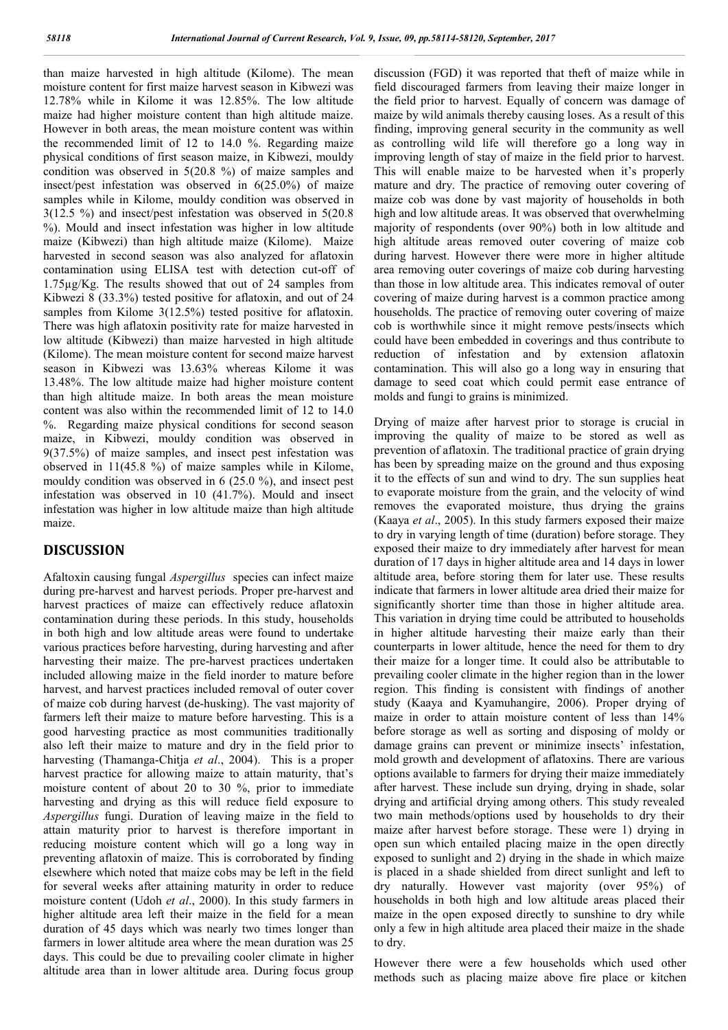than maize harvested in high altitude (Kilome). The mean moisture content for first maize harvest season in Kibwezi was 12.78% while in Kilome it was 12.85%. The low altitude maize had higher moisture content than high altitude maize. However in both areas, the mean moisture content was within the recommended limit of 12 to 14.0 %. Regarding maize physical conditions of first season maize, in Kibwezi, mouldy condition was observed in 5(20.8 %) of maize samples and insect/pest infestation was observed in 6(25.0%) of maize samples while in Kilome, mouldy condition was observed in 3(12.5 %) and insect/pest infestation was observed in 5(20.8 %). Mould and insect infestation was higher in low altitude maize (Kibwezi) than high altitude maize (Kilome). Maize harvested in second season was also analyzed for aflatoxin contamination using ELISA test with detection cut-off of 1.75μg/Kg. The results showed that out of 24 samples from Kibwezi 8 (33.3%) tested positive for aflatoxin, and out of 24 samples from Kilome 3(12.5%) tested positive for aflatoxin. There was high aflatoxin positivity rate for maize harvested in low altitude (Kibwezi) than maize harvested in high altitude (Kilome). The mean moisture content for second maize harvest season in Kibwezi was 13.63% whereas Kilome it was 13.48%. The low altitude maize had higher moisture content than high altitude maize. In both areas the mean moisture content was also within the recommended limit of 12 to 14.0 %. Regarding maize physical conditions for second season maize, in Kibwezi, mouldy condition was observed in 9(37.5%) of maize samples, and insect pest infestation was observed in 11(45.8 %) of maize samples while in Kilome, mouldy condition was observed in 6 (25.0 %), and insect pest infestation was observed in 10 (41.7%). Mould and insect infestation was higher in low altitude maize than high altitude maize.

## DISCUSSION

Afaltoxin causing fungal *Aspergillus* species can infect maize during pre-harvest and harvest periods. Proper pre-harvest and harvest practices of maize can effectively reduce aflatoxin contamination during these periods. In this study, households in both high and low altitude areas were found to undertake various practices before harvesting, during harvesting and after harvesting their maize. The pre-harvest practices undertaken included allowing maize in the field inorder to mature before harvest, and harvest practices included removal of outer cover of maize cob during harvest (de-husking). The vast majority of farmers left their maize to mature before harvesting. This is a good harvesting practice as most communities traditionally also left their maize to mature and dry in the field prior to harvesting (Thamanga-Chitja *et al*., 2004). This is a proper harvest practice for allowing maize to attain maturity, that's moisture content of about 20 to 30 %, prior to immediate harvesting and drying as this will reduce field exposure to *Aspergillus* fungi. Duration of leaving maize in the field to attain maturity prior to harvest is therefore important in reducing moisture content which will go a long way in preventing aflatoxin of maize. This is corroborated by finding elsewhere which noted that maize cobs may be left in the field for several weeks after attaining maturity in order to reduce moisture content (Udoh *et al*., 2000). In this study farmers in higher altitude area left their maize in the field for a mean duration of 45 days which was nearly two times longer than farmers in lower altitude area where the mean duration was 25 days. This could be due to prevailing cooler climate in higher altitude area than in lower altitude area. During focus group discussion (FGD) it was reported that theft of maize while in field discouraged farmers from leaving their maize longer in the field prior to harvest. Equally of concern was damage of maize by wild animals thereby causing loses. As a result of this finding, improving general security in the community as well as controlling wild life will therefore go a long way in improving length of stay of maize in the field prior to harvest. This will enable maize to be harvested when it's properly mature and dry. The practice of removing outer covering of maize cob was done by vast majority of households in both high and low altitude areas. It was observed that overwhelming majority of respondents (over 90%) both in low altitude and high altitude areas removed outer covering of maize cob during harvest. However there were more in higher altitude area removing outer coverings of maize cob during harvesting than those in low altitude area. This indicates removal of outer covering of maize during harvest is a common practice among households. The practice of removing outer covering of maize cob is worthwhile since it might remove pests/insects which could have been embedded in coverings and thus contribute to reduction of infestation and by extension aflatoxin contamination. This will also go a long way in ensuring that damage to seed coat which could permit ease entrance of molds and fungi to grains is minimized.

Drying of maize after harvest prior to storage is crucial in improving the quality of maize to be stored as well as prevention of aflatoxin. The traditional practice of grain drying has been by spreading maize on the ground and thus exposing it to the effects of sun and wind to dry. The sun supplies heat to evaporate moisture from the grain, and the velocity of wind removes the evaporated moisture, thus drying the grains (Kaaya *et al*., 2005). In this study farmers exposed their maize to dry in varying length of time (duration) before storage. They exposed their maize to dry immediately after harvest for mean duration of 17 days in higher altitude area and 14 days in lower altitude area, before storing them for later use. These results indicate that farmers in lower altitude area dried their maize for significantly shorter time than those in higher altitude area. This variation in drying time could be attributed to households in higher altitude harvesting their maize early than their counterparts in lower altitude, hence the need for them to dry their maize for a longer time. It could also be attributable to prevailing cooler climate in the higher region than in the lower region. This finding is consistent with findings of another study (Kaaya and Kyamuhangire, 2006). Proper drying of maize in order to attain moisture content of less than 14% before storage as well as sorting and disposing of moldy or damage grains can prevent or minimize insects' infestation, mold growth and development of aflatoxins. There are various options available to farmers for drying their maize immediately after harvest. These include sun drying, drying in shade, solar drying and artificial drying among others. This study revealed two main methods/options used by households to dry their maize after harvest before storage. These were 1) drying in open sun which entailed placing maize in the open directly exposed to sunlight and 2) drying in the shade in which maize is placed in a shade shielded from direct sunlight and left to dry naturally. However vast majority (over 95%) of households in both high and low altitude areas placed their maize in the open exposed directly to sunshine to dry while only a few in high altitude area placed their maize in the shade to dry.

However there were a few households which used other methods such as placing maize above fire place or kitchen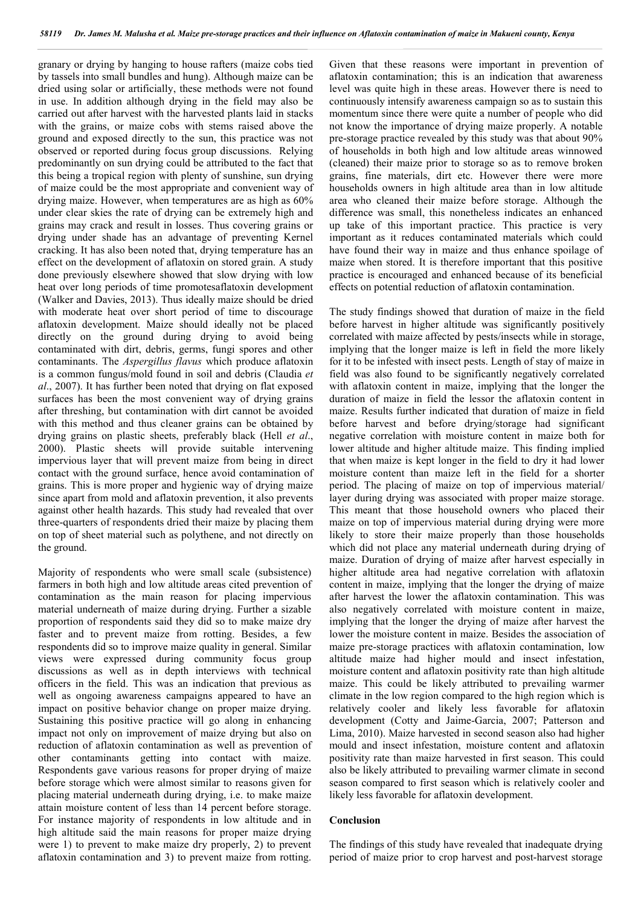granary or drying by hanging to house rafters (maize cobs tied by tassels into small bundles and hung). Although maize can be dried using solar or artificially, these methods were not found in use. In addition although drying in the field may also be carried out after harvest with the harvested plants laid in stacks with the grains, or maize cobs with stems raised above the ground and exposed directly to the sun, this practice was not observed or reported during focus group discussions. Relying predominantly on sun drying could be attributed to the fact that this being a tropical region with plenty of sunshine, sun drying of maize could be the most appropriate and convenient way of drying maize. However, when temperatures are as high as 60% under clear skies the rate of drying can be extremely high and grains may crack and result in losses. Thus covering grains or drying under shade has an advantage of preventing Kernel cracking. It has also been noted that, drying temperature has an effect on the development of aflatoxin on stored grain. A study done previously elsewhere showed that slow drying with low heat over long periods of time promotesaflatoxin development (Walker and Davies, 2013). Thus ideally maize should be dried with moderate heat over short period of time to discourage aflatoxin development. Maize should ideally not be placed directly on the ground during drying to avoid being contaminated with dirt, debris, germs, fungi spores and other contaminants. The *Aspergillus flavus* which produce aflatoxin is a common fungus/mold found in soil and debris (Claudia *et al*., 2007). It has further been noted that drying on flat exposed surfaces has been the most convenient way of drying grains after threshing, but contamination with dirt cannot be avoided with this method and thus cleaner grains can be obtained by drying grains on plastic sheets, preferably black (Hell *et al*., 2000). Plastic sheets will provide suitable intervening impervious layer that will prevent maize from being in direct contact with the ground surface, hence avoid contamination of grains. This is more proper and hygienic way of drying maize since apart from mold and aflatoxin prevention, it also prevents against other health hazards. This study had revealed that over three-quarters of respondents dried their maize by placing them on top of sheet material such as polythene, and not directly on the ground.

Majority of respondents who were small scale (subsistence) farmers in both high and low altitude areas cited prevention of contamination as the main reason for placing impervious material underneath of maize during drying. Further a sizable proportion of respondents said they did so to make maize dry faster and to prevent maize from rotting. Besides, a few respondents did so to improve maize quality in general. Similar views were expressed during community focus group discussions as well as in depth interviews with technical officers in the field. This was an indication that previous as well as ongoing awareness campaigns appeared to have an impact on positive behavior change on proper maize drying. Sustaining this positive practice will go along in enhancing impact not only on improvement of maize drying but also on reduction of aflatoxin contamination as well as prevention of other contaminants getting into contact with maize. Respondents gave various reasons for proper drying of maize before storage which were almost similar to reasons given for placing material underneath during drying, i.e. to make maize attain moisture content of less than 14 percent before storage. For instance majority of respondents in low altitude and in high altitude said the main reasons for proper maize drying were 1) to prevent to make maize dry properly, 2) to prevent aflatoxin contamination and 3) to prevent maize from rotting. Given that these reasons were important in prevention of aflatoxin contamination; this is an indication that awareness level was quite high in these areas. However there is need to continuously intensify awareness campaign so as to sustain this momentum since there were quite a number of people who did not know the importance of drying maize properly. A notable pre-storage practice revealed by this study was that about 90% of households in both high and low altitude areas winnowed (cleaned) their maize prior to storage so as to remove broken grains, fine materials, dirt etc. However there were more households owners in high altitude area than in low altitude area who cleaned their maize before storage. Although the difference was small, this nonetheless indicates an enhanced up take of this important practice. This practice is very important as it reduces contaminated materials which could have found their way in maize and thus enhance spoilage of maize when stored. It is therefore important that this positive practice is encouraged and enhanced because of its beneficial effects on potential reduction of aflatoxin contamination.

The study findings showed that duration of maize in the field before harvest in higher altitude was significantly positively correlated with maize affected by pests/insects while in storage, implying that the longer maize is left in field the more likely for it to be infested with insect pests. Length of stay of maize in field was also found to be significantly negatively correlated with aflatoxin content in maize, implying that the longer the duration of maize in field the lessor the aflatoxin content in maize. Results further indicated that duration of maize in field before harvest and before drying/storage had significant negative correlation with moisture content in maize both for lower altitude and higher altitude maize. This finding implied that when maize is kept longer in the field to dry it had lower moisture content than maize left in the field for a shorter period. The placing of maize on top of impervious material/ layer during drying was associated with proper maize storage. This meant that those household owners who placed their maize on top of impervious material during drying were more likely to store their maize properly than those households which did not place any material underneath during drying of maize. Duration of drying of maize after harvest especially in higher altitude area had negative correlation with aflatoxin content in maize, implying that the longer the drying of maize after harvest the lower the aflatoxin contamination. This was also negatively correlated with moisture content in maize, implying that the longer the drying of maize after harvest the lower the moisture content in maize. Besides the association of maize pre-storage practices with aflatoxin contamination, low altitude maize had higher mould and insect infestation, moisture content and aflatoxin positivity rate than high altitude maize. This could be likely attributed to prevailing warmer climate in the low region compared to the high region which is relatively cooler and likely less favorable for aflatoxin development (Cotty and Jaime-Garcia, 2007; Patterson and Lima, 2010). Maize harvested in second season also had higher mould and insect infestation, moisture content and aflatoxin positivity rate than maize harvested in first season. This could also be likely attributed to prevailing warmer climate in second season compared to first season which is relatively cooler and likely less favorable for aflatoxin development.

## Conclusion

The findings of this study have revealed that inadequate drying period of maize prior to crop harvest and post-harvest storage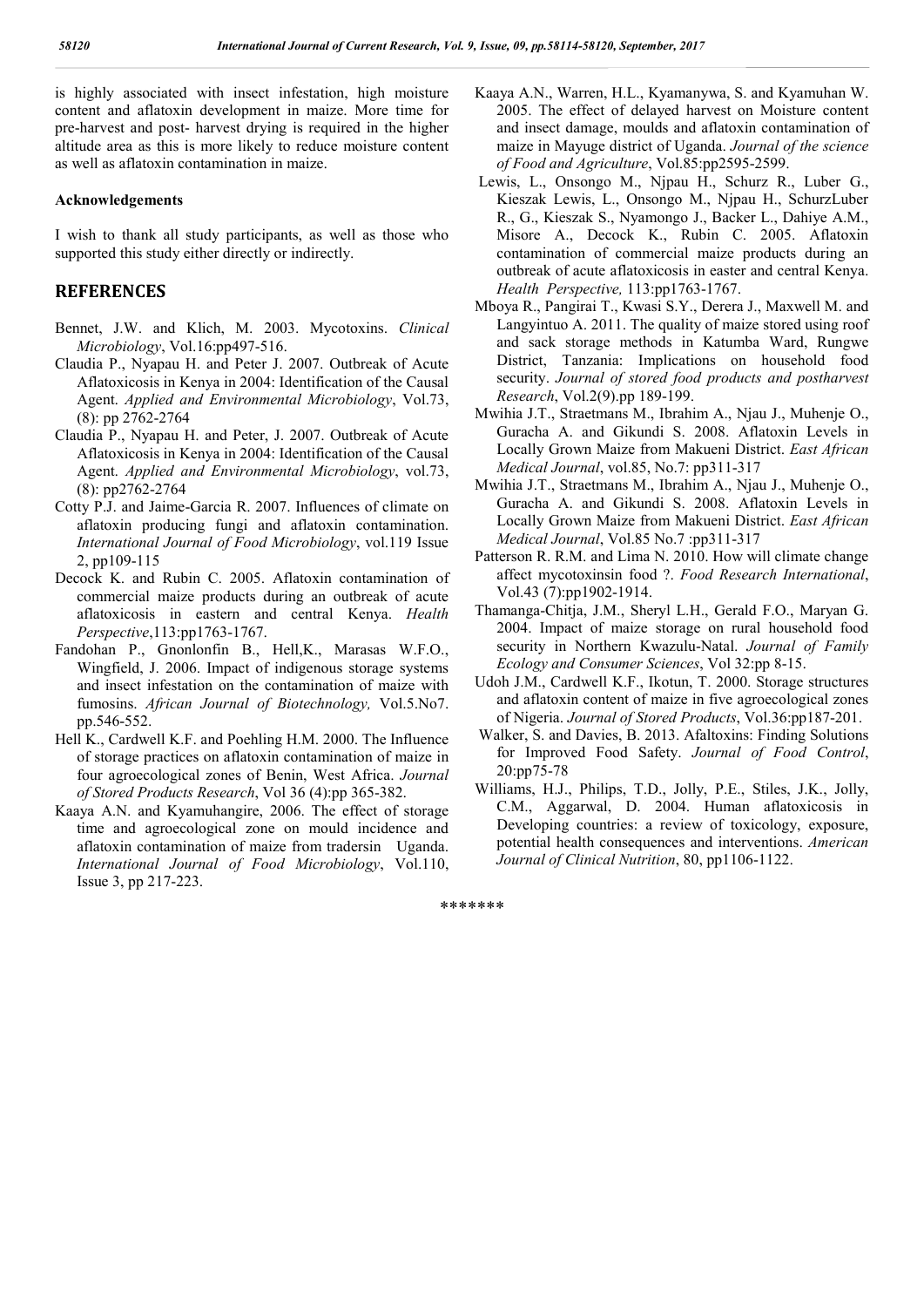is highly associated with insect infestation, high moisture content and aflatoxin development in maize. More time for pre-harvest and post- harvest drying is required in the higher altitude area as this is more likely to reduce moisture content as well as aflatoxin contamination in maize.

### Acknowledgements

I wish to thank all study participants, as well as those who supported this study either directly or indirectly.

## REFERENCES

Bennet, J.W. and Klich, M. 2003. Mycotoxins. *Clinical Microbiology*, Vol.16:pp497-516.

Claudia P., Nyapau H. and Peter J. 2007. Outbreak of Acute Aflatoxicosis in Kenya in 2004: Identification of the Causal Agent. *Applied and Environmental Microbiology*, Vol.73, (8): pp 2762-2764

Claudia P., Nyapau H. and Peter, J. 2007. Outbreak of Acute Aflatoxicosis in Kenya in 2004: Identification of the Causal Agent. *Applied and Environmental Microbiology*, vol.73, (8): pp2762-2764

Cotty P.J. and Jaime-Garcia R. 2007. Influences of climate on aflatoxin producing fungi and aflatoxin contamination. *International Journal of Food Microbiology*, vol.119 Issue 2, pp109-115

Decock K. and Rubin C. 2005. Aflatoxin contamination of commercial maize products during an outbreak of acute aflatoxicosis in eastern and central Kenya. *Health Perspective*,113:pp1763-1767.

Fandohan P., Gnonlonfin B., Hell,K., Marasas W.F.O., Wingfield, J. 2006. Impact of indigenous storage systems and insect infestation on the contamination of maize with fumosins. *African Journal of Biotechnology,* Vol.5.No7. pp.546-552.

Hell K., Cardwell K.F. and Poehling H.M. 2000. The Influence of storage practices on aflatoxin contamination of maize in four agroecological zones of Benin, West Africa. *Journal of Stored Products Research*, Vol 36 (4):pp 365-382.

Kaaya A.N. and Kyamuhangire, 2006. The effect of storage time and agroecological zone on mould incidence and aflatoxin contamination of maize from tradersin Uganda. *International Journal of Food Microbiology*, Vol.110, Issue 3, pp 217-223.

Kaaya A.N., Warren, H.L., Kyamanywa, S. and Kyamuhan W. 2005. The effect of delayed harvest on Moisture content and insect damage, moulds and aflatoxin contamination of maize in Mayuge district of Uganda. *Journal of the science of Food and Agriculture*, Vol.85:pp2595-2599.

Lewis, L., Onsongo M., Njpau H., Schurz R., Luber G., Kieszak Lewis, L., Onsongo M., Njpau H., SchurzLuber R., G., Kieszak S., Nyamongo J., Backer L., Dahiye A.M., Misore A., Decock K., Rubin C. 2005. Aflatoxin contamination of commercial maize products during an outbreak of acute aflatoxicosis in easter and central Kenya. *Health Perspective,* 113:pp1763-1767.

Mboya R., Pangirai T., Kwasi S.Y., Derera J., Maxwell M. and Langyintuo A. 2011. The quality of maize stored using roof and sack storage methods in Katumba Ward, Rungwe District, Tanzania: Implications on household food security. *Journal of stored food products and postharvest Research*, Vol.2(9).pp 189-199.

Mwihia J.T., Straetmans M., Ibrahim A., Njau J., Muhenje O., Guracha A. and Gikundi S. 2008. Aflatoxin Levels in Locally Grown Maize from Makueni District. *East African Medical Journal*, vol.85, No.7: pp311-317

Mwihia J.T., Straetmans M., Ibrahim A., Njau J., Muhenje O., Guracha A. and Gikundi S. 2008. Aflatoxin Levels in Locally Grown Maize from Makueni District. *East African Medical Journal*, Vol.85 No.7 :pp311-317

Patterson R. R.M. and Lima N. 2010. How will climate change affect mycotoxinsin food ?. *Food Research International*, Vol.43 (7):pp1902-1914.

Thamanga-Chitja, J.M., Sheryl L.H., Gerald F.O., Maryan G. 2004. Impact of maize storage on rural household food security in Northern Kwazulu-Natal. *Journal of Family Ecology and Consumer Sciences*, Vol 32:pp 8-15.

Udoh J.M., Cardwell K.F., Ikotun, T. 2000. Storage structures and aflatoxin content of maize in five agroecological zones of Nigeria. *Journal of Stored Products*, Vol.36:pp187-201.

Walker, S. and Davies, B. 2013. Afaltoxins: Finding Solutions for Improved Food Safety. *Journal of Food Control*, 20:pp75-78

Williams, H.J., Philips, T.D., Jolly, P.E., Stiles, J.K., Jolly, C.M., Aggarwal, D. 2004. Human aflatoxicosis in Developing countries: a review of toxicology, exposure, potential health consequences and interventions. *American Journal of Clinical Nutrition*, 80, pp1106-1122.

*******